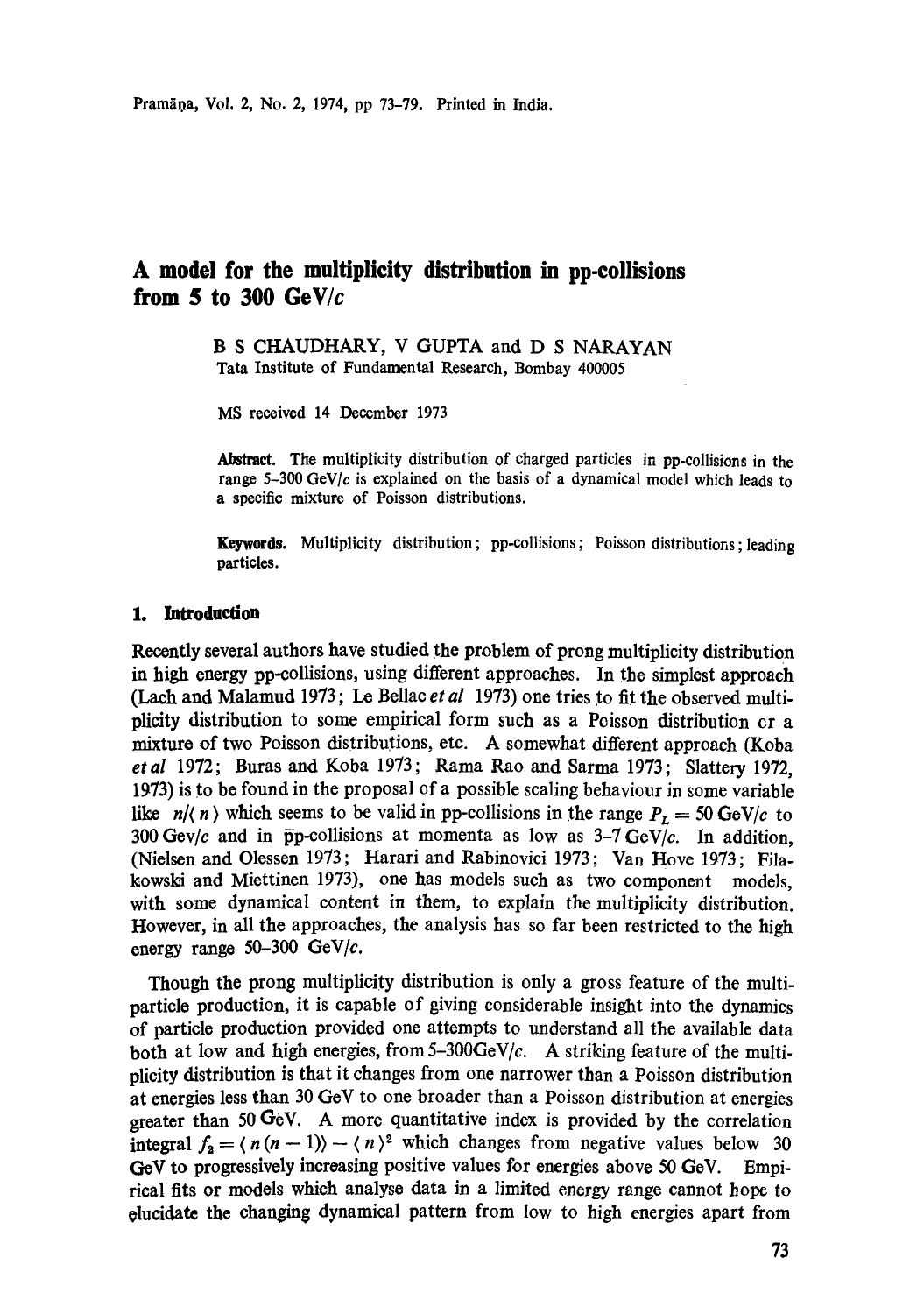# A model for the multiplicity distribution in pp-collisions from 5 to 300 GeV/$c$

B S CHAUDHARY, V GUPTA and D S NARAYAN
Tata Institute of Fundamental Research, Bombay 400005

MS received 14 December 1973

**Abstract.** The multiplicity distribution of charged particles in pp-collisions in the range 5–300 GeV/$c$ is explained on the basis of a dynamical model which leads to a specific mixture of Poisson distributions.

**Keywords.** Multiplicity distribution; pp-collisions; Poisson distributions; leading particles.

## 1. Introduction

Recently several authors have studied the problem of prong multiplicity distribution in high energy pp-collisions, using different approaches. In the simplest approach (Lach and Malamud 1973; Le Bellac *et al* 1973) one tries to fit the observed multiplicity distribution to some empirical form such as a Poisson distribution or a mixture of two Poisson distributions, etc. A somewhat different approach (Koba *et al* 1972; Buras and Koba 1973; Rama Rao and Sarma 1973; Slattery 1972, 1973) is to be found in the proposal of a possible scaling behaviour in some variable like $n/\langle n \rangle$ which seems to be valid in pp-collisions in the range $P_L = 50$ GeV/$c$ to 300 Gev/$c$ and in $\bar{p}$p-collisions at momenta as low as 3–7 GeV/$c$. In addition, (Nielsen and Olessen 1973; Harari and Rabinovici 1973; Van Hove 1973; Filakowski and Miettinen 1973), one has models such as two component models, with some dynamical content in them, to explain the multiplicity distribution. However, in all the approaches, the analysis has so far been restricted to the high energy range 50–300 GeV/$c$.

Though the prong multiplicity distribution is only a gross feature of the multiparticle production, it is capable of giving considerable insight into the dynamics of particle production provided one attempts to understand all the available data both at low and high energies, from 5–300GeV/$c$. A striking feature of the multiplicity distribution is that it changes from one narrower than a Poisson distribution at energies less than 30 GeV to one broader than a Poisson distribution at energies greater than 50 GeV. A more quantitative index is provided by the correlation integral $f_2 = \langle n(n-1) \rangle - \langle n \rangle^2$ which changes from negative values below 30 GeV to progressively increasing positive values for energies above 50 GeV. Empirical fits or models which analyse data in a limited energy range cannot hope to elucidate the changing dynamical pattern from low to high energies apart from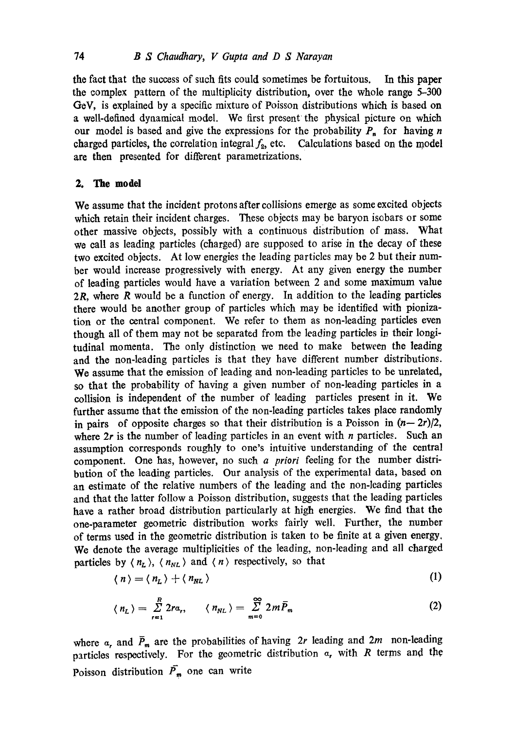the fact that the success of such fits could sometimes be fortuitous. In this paper the complex pattern of the multiplicity distribution, over the whole range 5–300 GeV, is explained by a specific mixture of Poisson distributions which is based on a well-defined dynamical model. We first present the physical picture on which our model is based and give the expressions for the probability $P_n$ for having $n$ charged particles, the correlation integral $f_2$, etc. Calculations based on the model are then presented for different parametrizations.

## 2. The model

We assume that the incident protons after collisions emerge as some excited objects which retain their incident charges. These objects may be baryon isobars or some other massive objects, possibly with a continuous distribution of mass. What we call as leading particles (charged) are supposed to arise in the decay of these two excited objects. At low energies the leading particles may be 2 but their number would increase progressively with energy. At any given energy the number of leading particles would have a variation between 2 and some maximum value $2R$, where $R$ would be a function of energy. In addition to the leading particles there would be another group of particles which may be identified with pionization or the central component. We refer to them as non-leading particles even though all of them may not be separated from the leading particles in their longitudinal momenta. The only distinction we need to make between the leading and the non-leading particles is that they have different number distributions. We assume that the emission of leading and non-leading particles to be unrelated, so that the probability of having a given number of non-leading particles in a collision is independent of the number of leading particles present in it. We further assume that the emission of the non-leading particles takes place randomly in pairs of opposite charges so that their distribution is a Poisson in $(n-2r)/2$, where $2r$ is the number of leading particles in an event with $n$ particles. Such an assumption corresponds roughly to one's intuitive understanding of the central component. One has, however, no such *a priori* feeling for the number distribution of the leading particles. Our analysis of the experimental data, based on an estimate of the relative numbers of the leading and the non-leading particles and that the latter follow a Poisson distribution, suggests that the leading particles have a rather broad distribution particularly at high energies. We find that the one-parameter geometric distribution works fairly well. Further, the number of terms used in the geometric distribution is taken to be finite at a given energy. We denote the average multiplicities of the leading, non-leading and all charged particles by $\langle n_L \rangle$, $\langle n_{NL} \rangle$ and $\langle n \rangle$ respectively, so that

$$\langle n \rangle = \langle n_L \rangle + \langle n_{NL} \rangle \tag{1}$$

$$\langle n_L \rangle = \sum_{r=1}^{R} 2r a_r, \qquad \langle n_{NL} \rangle = \sum_{m=0}^{\infty} 2m \bar{P}_m \tag{2}$$

where $a_r$ and $\bar{P}_m$ are the probabilities of having $2r$ leading and $2m$ non-leading particles respectively. For the geometric distribution $a_r$ with $R$ terms and the Poisson distribution $\bar{P}_m$ one can write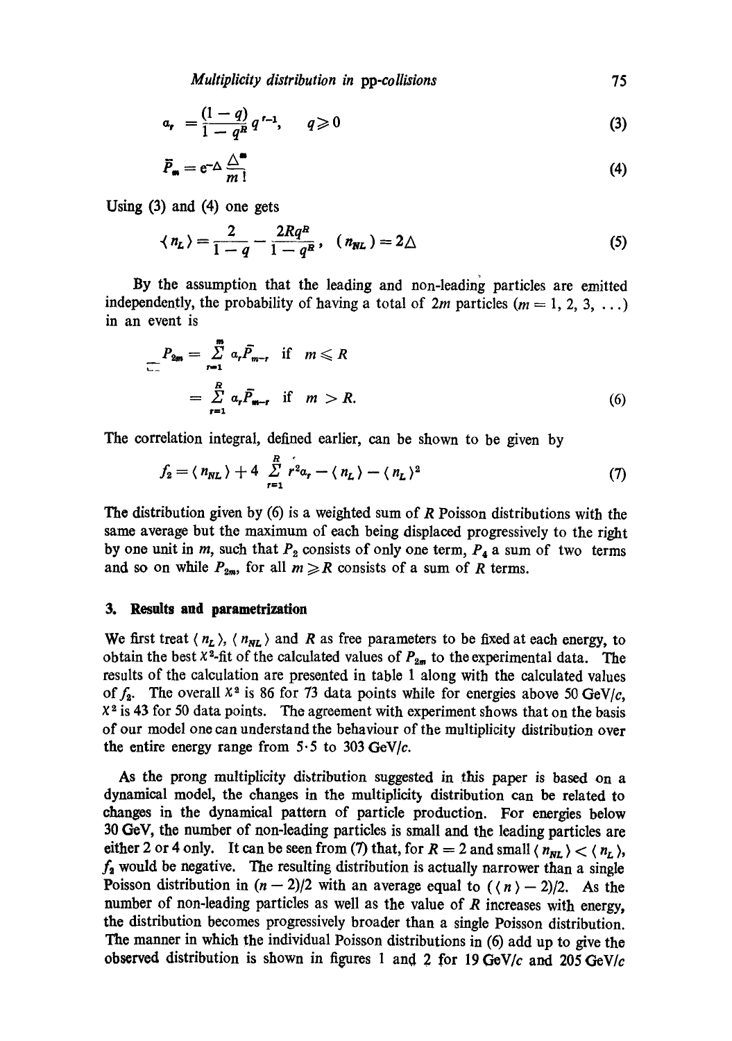$$a_r = \frac{(1-q)}{1-q^R} q^{r-1}, \quad q \geqslant 0 \tag{3}$$

$$\bar{P}_m = e^{-\Delta} \frac{\Delta^m}{m!} \tag{4}$$

Using (3) and (4) one gets

$$\langle n_L \rangle = \frac{2}{1-q} - \frac{2Rq^R}{1-q^R}, \quad \langle n_{NL} \rangle = 2\Delta \tag{5}$$

By the assumption that the leading and non-leading particles are emitted independently, the probability of having a total of $2m$ particles ($m = 1, 2, 3, \ldots$) in an event is

$$\begin{aligned} P_{2m} &= \sum_{r=1}^{m} a_r \bar{P}_{m-r} \quad \text{if} \quad m \leqslant R \\ &= \sum_{r=1}^{R} a_r \bar{P}_{m-r} \quad \text{if} \quad m > R. \end{aligned} \tag{6}$$

The correlation integral, defined earlier, can be shown to be given by

$$f_2 = \langle n_{NL} \rangle + 4 \sum_{r=1}^{R} r^2 a_r - \langle n_L \rangle - \langle n_L \rangle^2 \tag{7}$$

The distribution given by (6) is a weighted sum of $R$ Poisson distributions with the same average but the maximum of each being displaced progressively to the right by one unit in $m$, such that $P_2$ consists of only one term, $P_4$ a sum of two terms and so on while $P_{2m}$, for all $m \geqslant R$ consists of a sum of $R$ terms.

## 3. Results and parametrization

We first treat $\langle n_L \rangle$, $\langle n_{NL} \rangle$ and $R$ as free parameters to be fixed at each energy, to obtain the best $\chi^2$-fit of the calculated values of $P_{2m}$ to the experimental data. The results of the calculation are presented in table 1 along with the calculated values of $f_2$. The overall $\chi^2$ is 86 for 73 data points while for energies above 50 GeV/$c$, $\chi^2$ is 43 for 50 data points. The agreement with experiment shows that on the basis of our model one can understand the behaviour of the multiplicity distribution over the entire energy range from 5·5 to 303 GeV/$c$.

As the prong multiplicity distribution suggested in this paper is based on a dynamical model, the changes in the multiplicity distribution can be related to changes in the dynamical pattern of particle production. For energies below 30 GeV, the number of non-leading particles is small and the leading particles are either 2 or 4 only. It can be seen from (7) that, for $R = 2$ and small $\langle n_{NL} \rangle < \langle n_L \rangle$, $f_2$ would be negative. The resulting distribution is actually narrower than a single Poisson distribution in $(n - 2)/2$ with an average equal to $(\langle n \rangle - 2)/2$. As the number of non-leading particles as well as the value of $R$ increases with energy, the distribution becomes progressively broader than a single Poisson distribution. The manner in which the individual Poisson distributions in (6) add up to give the observed distribution is shown in figures 1 and 2 for 19 GeV/$c$ and 205 GeV/$c$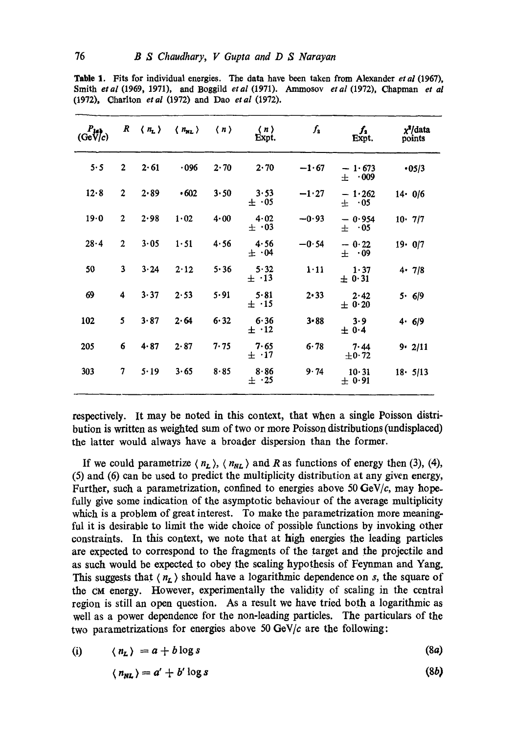**Table 1.** Fits for individual energies. The data have been taken from Alexander *et al* (1967), Smith *et al* (1969, 1971), and Boggild *et al* (1971). Ammosov *et al* (1972), Chapman *et al* (1972), Charlton *et al* (1972) and Dao *et al* (1972).

| $P_{lab}$ (GeV/c) | $R$ | $\langle n_L \rangle$ | $\langle n_{NL} \rangle$ | $\langle n \rangle$ | $\langle n \rangle$ Expt. | $f_2$ | $f_2$ Expt. | $\chi^2$/data points |
|---|---|---|---|---|---|---|---|---|
| 5·5 | 2 | 2·61 | ·096 | 2·70 | 2·70 | −1·67 | − 1·673 ± ·009 | ·05/3 |
| 12·8 | 2 | 2·89 | ·602 | 3·50 | 3·53 ± ·05 | −1·27 | − 1·262 ± ·05 | 14· 0/6 |
| 19·0 | 2 | 2·98 | 1·02 | 4·00 | 4·02 ± ·03 | −0·93 | − 0·954 ± ·05 | 10· 7/7 |
| 28·4 | 2 | 3·05 | 1·51 | 4·56 | 4·56 ± ·04 | −0·54 | − 0·22 ± ·09 | 19· 0/7 |
| 50 | 3 | 3·24 | 2·12 | 5·36 | 5·32 ± ·13 | 1·11 | 1·37 ± 0·31 | 4· 7/8 |
| 69 | 4 | 3·37 | 2·53 | 5·91 | 5·81 ± ·15 | 2·33 | 2·42 ± 0·20 | 5· 6/9 |
| 102 | 5 | 3·87 | 2·64 | 6·32 | 6·36 ± ·12 | 3·88 | 3·9 ± 0·4 | 4· 6/9 |
| 205 | 6 | 4·87 | 2·87 | 7·75 | 7·65 ± ·17 | 6·78 | 7·44 ±0·72 | 9· 2/11 |
| 303 | 7 | 5·19 | 3·65 | 8·85 | 8·86 ± ·25 | 9·74 | 10·31 ± 0·91 | 18· 5/13 |

respectively. It may be noted in this context, that when a single Poisson distribution is written as weighted sum of two or more Poisson distributions (undisplaced) the latter would always have a broader dispersion than the former.

If we could parametrize $\langle n_L \rangle$, $\langle n_{NL} \rangle$ and $R$ as functions of energy then (3), (4), (5) and (6) can be used to predict the multiplicity distribution at any given energy. Further, such a parametrization, confined to energies above 50 GeV/$c$, may hopefully give some indication of the asymptotic behaviour of the average multiplicity which is a problem of great interest. To make the parametrization more meaningful it is desirable to limit the wide choice of possible functions by invoking other constraints. In this context, we note that at high energies the leading particles are expected to correspond to the fragments of the target and the projectile and as such would be expected to obey the scaling hypothesis of Feynman and Yang. This suggests that $\langle n_L \rangle$ should have a logarithmic dependence on $s$, the square of the CM energy. However, experimentally the validity of scaling in the central region is still an open question. As a result we have tried both a logarithmic as well as a power dependence for the non-leading particles. The particulars of the two parametrizations for energies above 50 GeV/$c$ are the following:

(i) $$\langle n_L \rangle = a + b \log s \tag{8a}$$

$$\langle n_{NL} \rangle = a' + b' \log s \tag{8b}$$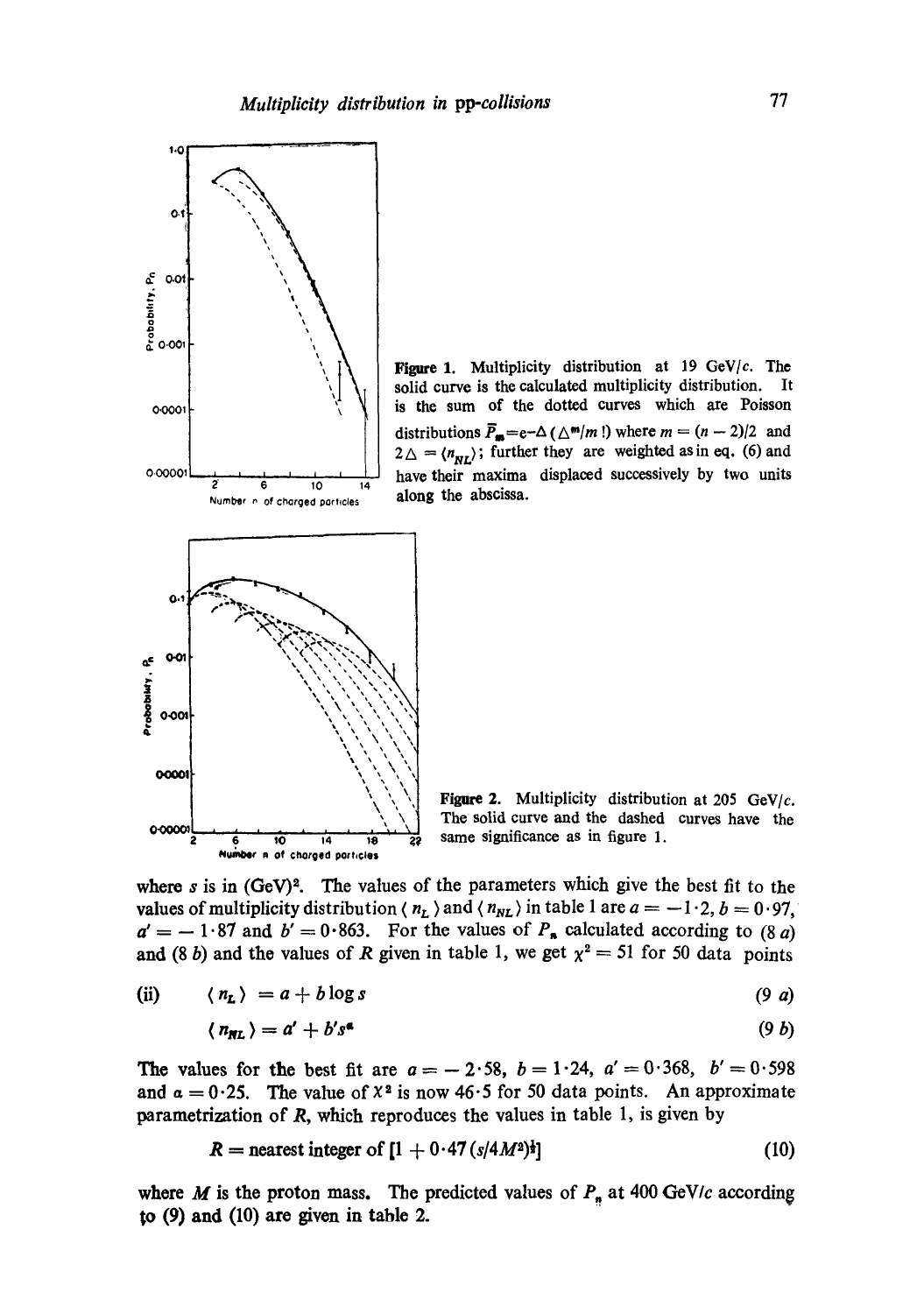**Figure 1.** Multiplicity distribution at 19 GeV/$c$. The solid curve is the calculated multiplicity distribution. It is the sum of the dotted curves which are Poisson distributions $\bar{P}_m = e^{-\Delta} (\Delta^m / m!)$ where $m = (n-2)/2$ and $2\Delta = \langle n_{NL} \rangle$; further they are weighted as in eq. (6) and have their maxima displaced successively by two units along the abscissa.

**Figure 2.** Multiplicity distribution at 205 GeV/$c$. The solid curve and the dashed curves have the same significance as in figure 1.

where $s$ is in (GeV)$^2$. The values of the parameters which give the best fit to the values of multiplicity distribution $\langle n_L \rangle$ and $\langle n_{NL} \rangle$ in table 1 are $a = -1{\cdot}2$, $b = 0{\cdot}97$, $a' = -1{\cdot}87$ and $b' = 0{\cdot}863$. For the values of $P_n$ calculated according to (8 *a*) and (8 *b*) and the values of $R$ given in table 1, we get $\chi^2 = 51$ for 50 data points

(ii)

$$\langle n_L \rangle = a + b \log s \tag{9 a}$$

$$\langle n_{NL} \rangle = a' + b' s^{\alpha} \tag{9 b}$$

The values for the best fit are $a = -2{\cdot}58$, $b = 1{\cdot}24$, $a' = 0{\cdot}368$, $b' = 0{\cdot}598$ and $\alpha = 0{\cdot}25$. The value of $\chi^2$ is now $46{\cdot}5$ for 50 data points. An approximate parametrization of $R$, which reproduces the values in table 1, is given by

$$R = \text{nearest integer of } [1 + 0{\cdot}47 (s/4M^2)^{\frac{1}{2}}] \tag{10}$$

where $M$ is the proton mass. The predicted values of $P_n$ at 400 GeV/$c$ according to (9) and (10) are given in table 2.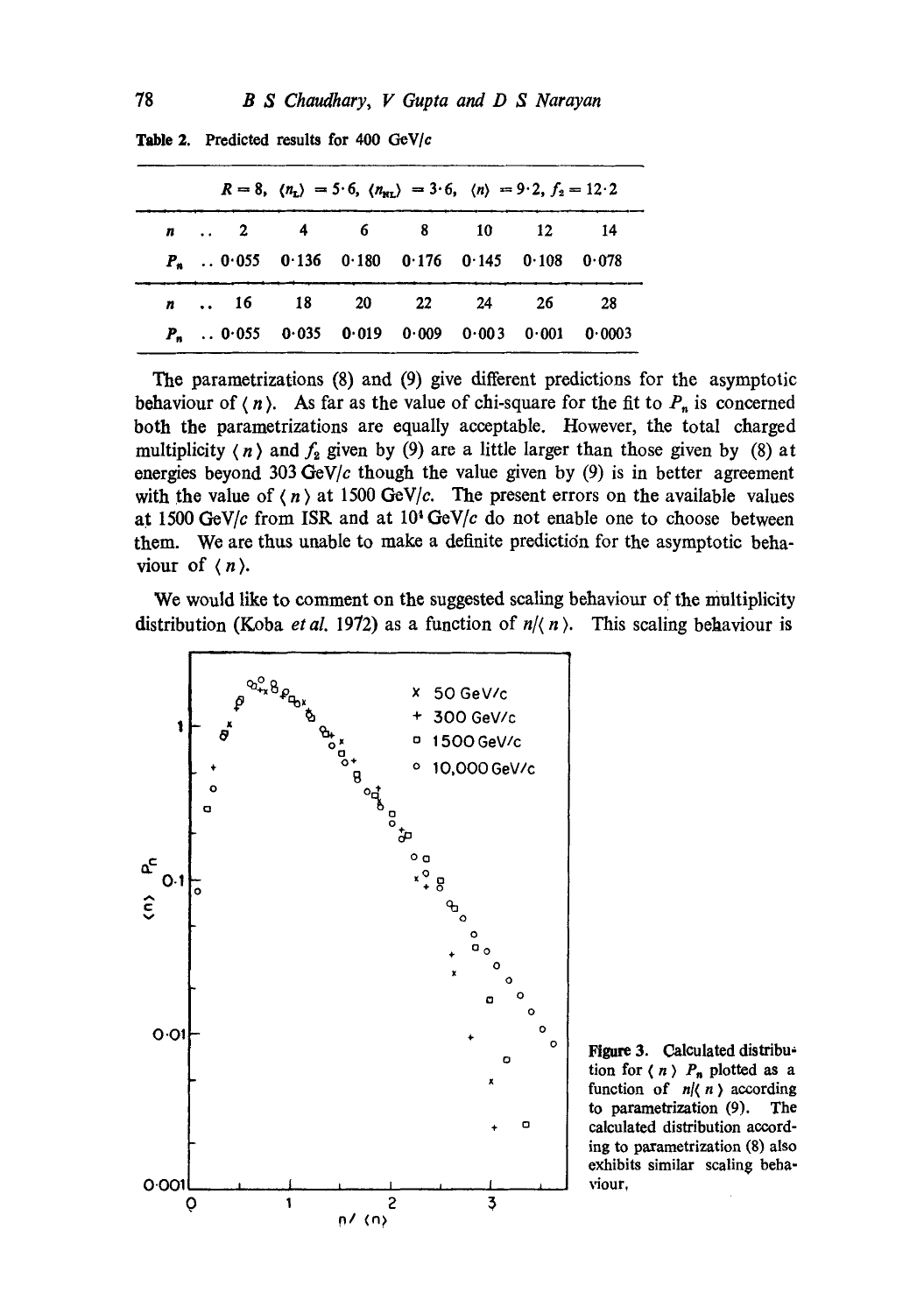**Table 2.** Predicted results for 400 GeV/$c$

$R = 8$, $\langle n_L \rangle = 5{\cdot}6$, $\langle n_{NL} \rangle = 3{\cdot}6$, $\langle n \rangle = 9{\cdot}2$, $f_2 = 12{\cdot}2$

| $n$ | 2 | 4 | 6 | 8 | 10 | 12 | 14 |
|---|---|---|---|---|---|---|---|
| $P_n$ | 0·055 | 0·136 | 0·180 | 0·176 | 0·145 | 0·108 | 0·078 |
| $n$ | 16 | 18 | 20 | 22 | 24 | 26 | 28 |
| $P_n$ | 0·055 | 0·035 | 0·019 | 0·009 | 0·003 | 0·001 | 0·0003 |

The parametrizations (8) and (9) give different predictions for the asymptotic behaviour of $\langle n \rangle$. As far as the value of chi-square for the fit to $P_n$ is concerned both the parametrizations are equally acceptable. However, the total charged multiplicity $\langle n \rangle$ and $f_2$ given by (9) are a little larger than those given by (8) at energies beyond 303 GeV/$c$ though the value given by (9) is in better agreement with the value of $\langle n \rangle$ at 1500 GeV/$c$. The present errors on the available values at 1500 GeV/$c$ from ISR and at $10^4$ GeV/$c$ do not enable one to choose between them. We are thus unable to make a definite prediction for the asymptotic behaviour of $\langle n \rangle$.

We would like to comment on the suggested scaling behaviour of the multiplicity distribution (Koba *et al.* 1972) as a function of $n/\langle n \rangle$. This scaling behaviour is

**Figure 3.** Calculated distribution for $\langle n \rangle$ $P_n$ plotted as a function of $n/\langle n \rangle$ according to parametrization (9). The calculated distribution according to parametrization (8) also exhibits similar scaling behaviour.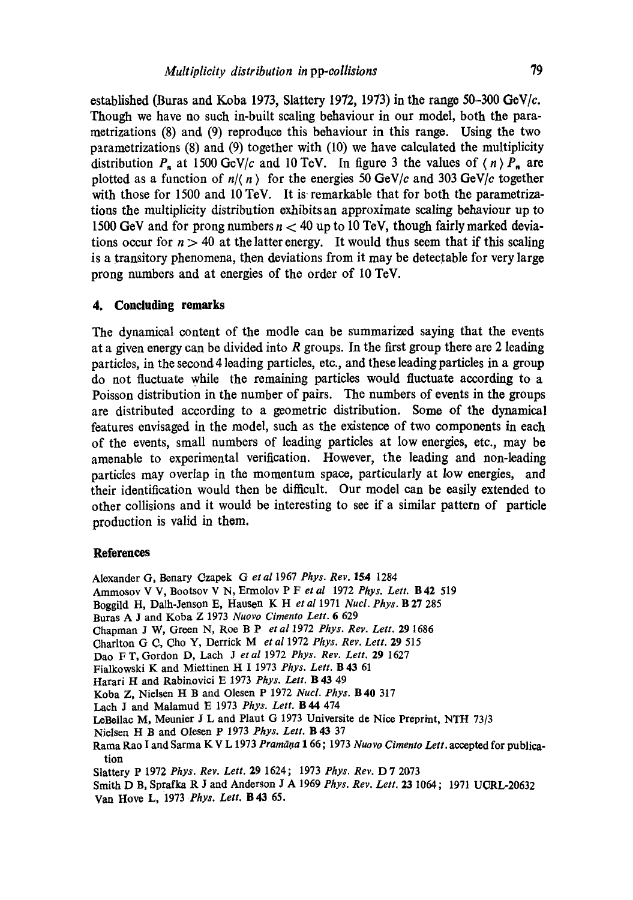established (Buras and Koba 1973, Slattery 1972, 1973) in the range 50–300 GeV/$c$. Though we have no such in-built scaling behaviour in our model, both the parametrizations (8) and (9) reproduce this behaviour in this range. Using the two parametrizations (8) and (9) together with (10) we have calculated the multiplicity distribution $P_n$ at 1500 GeV/$c$ and 10 TeV. In figure 3 the values of $\langle n \rangle P_n$ are plotted as a function of $n/\langle n \rangle$ for the energies 50 GeV/$c$ and 303 GeV/$c$ together with those for 1500 and 10 TeV. It is remarkable that for both the parametrizations the multiplicity distribution exhibits an approximate scaling behaviour up to 1500 GeV and for prong numbers $n < 40$ up to 10 TeV, though fairly marked deviations occur for $n > 40$ at the latter energy. It would thus seem that if this scaling is a transitory phenomena, then deviations from it may be detectable for very large prong numbers and at energies of the order of 10 TeV.

## 4. Concluding remarks

The dynamical content of the modle can be summarized saying that the events at a given energy can be divided into $R$ groups. In the first group there are 2 leading particles, in the second 4 leading particles, etc., and these leading particles in a group do not fluctuate while the remaining particles would fluctuate according to a Poisson distribution in the number of pairs. The numbers of events in the groups are distributed according to a geometric distribution. Some of the dynamical features envisaged in the model, such as the existence of two components in each of the events, small numbers of leading particles at low energies, etc., may be amenable to experimental verification. However, the leading and non-leading particles may overlap in the momentum space, particularly at low energies, and their identification would then be difficult. Our model can be easily extended to other collisions and it would be interesting to see if a similar pattern of particle production is valid in them.

## References

Alexander G, Benary Czapek G *et al* 1967 *Phys. Rev.* **154** 1284

Ammosov V V, Bootsov V N, Ermolov P F *et al* 1972 *Phys. Lett.* **B 42** 519

Boggild H, Dalh-Jenson E, Hausen K H *et al* 1971 *Nucl. Phys.* **B 27** 285

Buras A J and Koba Z 1973 *Nuovo Cimento Lett.* **6** 629

Chapman J W, Green N, Roe B P *et al* 1972 *Phys. Rev. Lett.* **29** 1686

Charlton G C, Cho Y, Derrick M *et al* 1972 *Phys. Rev. Lett.* **29** 515

Dao F T, Gordon D, Lach J *et al* 1972 *Phys. Rev. Lett.* **29** 1627

Fialkowski K and Miettinen H I 1973 *Phys. Lett.* **B 43** 61

Harari H and Rabinovici E 1973 *Phys. Lett.* **B 43** 49

Koba Z, Nielsen H B and Olesen P 1972 *Nucl. Phys.* **B 40** 317

Lach J and Malamud E 1973 *Phys. Lett.* **B 44** 474

LeBellac M, Meunier J L and Plaut G 1973 Universite de Nice Preprint, NTH 73/3

Nielsen H B and Olesen P 1973 *Phys. Lett.* **B 43** 37

Rama Rao I and Sarma K V L 1973 *Pramāṇa* **1** 66; 1973 *Nuovo Cimento Lett.* accepted for publication

Slattery P 1972 *Phys. Rev. Lett.* **29** 1624; 1973 *Phys. Rev.* **D 7** 2073

Smith D B, Sprafka R J and Anderson J A 1969 *Phys. Rev. Lett.* **23** 1064; 1971 UCRL-20632

Van Hove L, 1973 *Phys. Lett.* **B 43** 65.